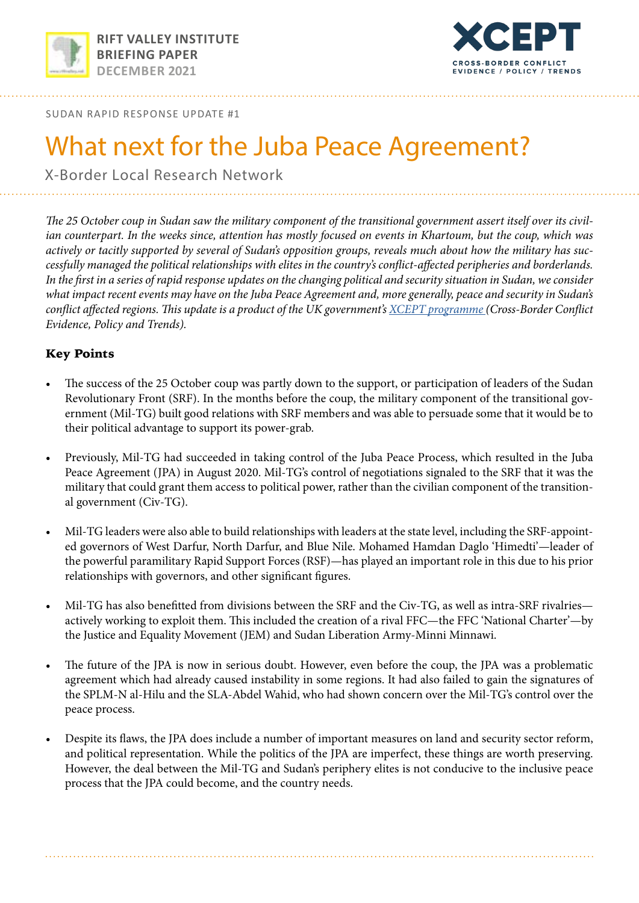RIFT VALLEY INSTITUTE
BRIEFING PAPER
DECEMBER 2021

XCEPT
CROSS-BORDER CONFLICT
EVIDENCE / POLICY / TRENDS

SUDAN RAPID RESPONSE UPDATE #1

# What next for the Juba Peace Agreement?

X-Border Local Research Network

*The 25 October coup in Sudan saw the military component of the transitional government assert itself over its civilian counterpart. In the weeks since, attention has mostly focused on events in Khartoum, but the coup, which was actively or tacitly supported by several of Sudan's opposition groups, reveals much about how the military has successfully managed the political relationships with elites in the country's conflict-affected peripheries and borderlands. In the first in a series of rapid response updates on the changing political and security situation in Sudan, we consider what impact recent events may have on the Juba Peace Agreement and, more generally, peace and security in Sudan's conflict affected regions. This update is a product of the UK government's [XCEPT programme](#) (Cross-Border Conflict Evidence, Policy and Trends).*

## Key Points

- The success of the 25 October coup was partly down to the support, or participation of leaders of the Sudan Revolutionary Front (SRF). In the months before the coup, the military component of the transitional government (Mil-TG) built good relations with SRF members and was able to persuade some that it would be to their political advantage to support its power-grab.

- Previously, Mil-TG had succeeded in taking control of the Juba Peace Process, which resulted in the Juba Peace Agreement (JPA) in August 2020. Mil-TG's control of negotiations signaled to the SRF that it was the military that could grant them access to political power, rather than the civilian component of the transitional government (Civ-TG).

- Mil-TG leaders were also able to build relationships with leaders at the state level, including the SRF-appointed governors of West Darfur, North Darfur, and Blue Nile. Mohamed Hamdan Daglo 'Himedti'—leader of the powerful paramilitary Rapid Support Forces (RSF)—has played an important role in this due to his prior relationships with governors, and other significant figures.

- Mil-TG has also benefitted from divisions between the SRF and the Civ-TG, as well as intra-SRF rivalries—actively working to exploit them. This included the creation of a rival FFC—the FFC 'National Charter'—by the Justice and Equality Movement (JEM) and Sudan Liberation Army-Minni Minnawi.

- The future of the JPA is now in serious doubt. However, even before the coup, the JPA was a problematic agreement which had already caused instability in some regions. It had also failed to gain the signatures of the SPLM-N al-Hilu and the SLA-Abdel Wahid, who had shown concern over the Mil-TG's control over the peace process.

- Despite its flaws, the JPA does include a number of important measures on land and security sector reform, and political representation. While the politics of the JPA are imperfect, these things are worth preserving. However, the deal between the Mil-TG and Sudan's periphery elites is not conducive to the inclusive peace process that the JPA could become, and the country needs.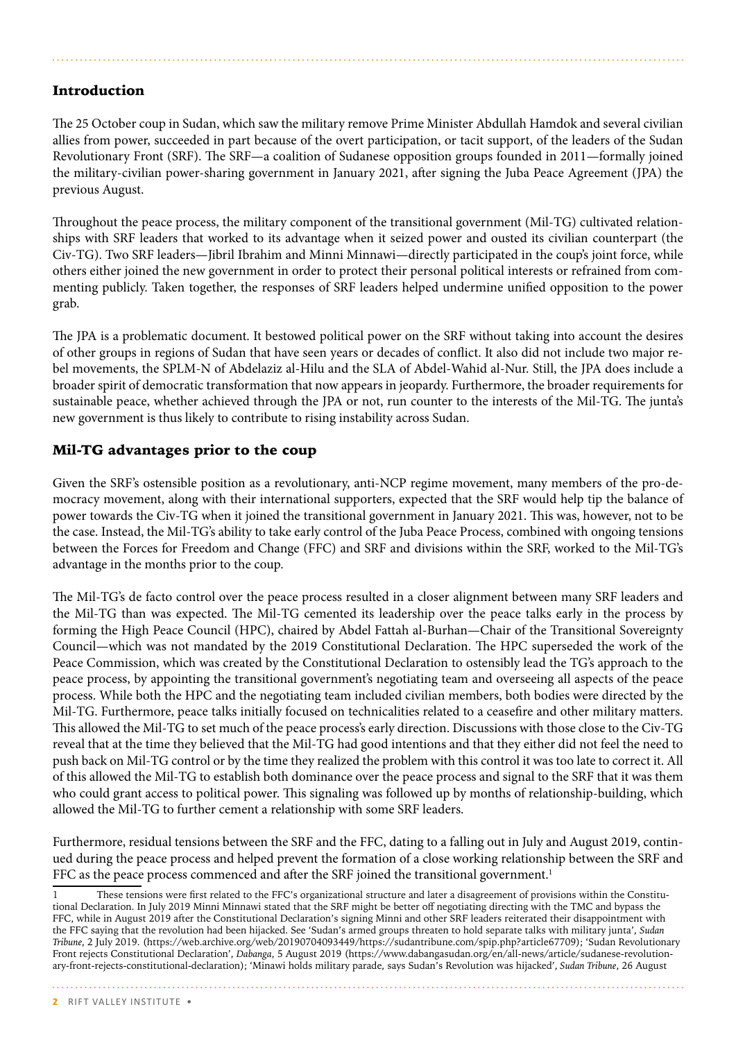## Introduction

The 25 October coup in Sudan, which saw the military remove Prime Minister Abdullah Hamdok and several civilian allies from power, succeeded in part because of the overt participation, or tacit support, of the leaders of the Sudan Revolutionary Front (SRF). The SRF—a coalition of Sudanese opposition groups founded in 2011—formally joined the military-civilian power-sharing government in January 2021, after signing the Juba Peace Agreement (JPA) the previous August.

Throughout the peace process, the military component of the transitional government (Mil-TG) cultivated relationships with SRF leaders that worked to its advantage when it seized power and ousted its civilian counterpart (the Civ-TG). Two SRF leaders—Jibril Ibrahim and Minni Minnawi—directly participated in the coup's joint force, while others either joined the new government in order to protect their personal political interests or refrained from commenting publicly. Taken together, the responses of SRF leaders helped undermine unified opposition to the power grab.

The JPA is a problematic document. It bestowed political power on the SRF without taking into account the desires of other groups in regions of Sudan that have seen years or decades of conflict. It also did not include two major rebel movements, the SPLM-N of Abdelaziz al-Hilu and the SLA of Abdel-Wahid al-Nur. Still, the JPA does include a broader spirit of democratic transformation that now appears in jeopardy. Furthermore, the broader requirements for sustainable peace, whether achieved through the JPA or not, run counter to the interests of the Mil-TG. The junta's new government is thus likely to contribute to rising instability across Sudan.

## Mil-TG advantages prior to the coup

Given the SRF's ostensible position as a revolutionary, anti-NCP regime movement, many members of the pro-democracy movement, along with their international supporters, expected that the SRF would help tip the balance of power towards the Civ-TG when it joined the transitional government in January 2021. This was, however, not to be the case. Instead, the Mil-TG's ability to take early control of the Juba Peace Process, combined with ongoing tensions between the Forces for Freedom and Change (FFC) and SRF and divisions within the SRF, worked to the Mil-TG's advantage in the months prior to the coup.

The Mil-TG's de facto control over the peace process resulted in a closer alignment between many SRF leaders and the Mil-TG than was expected. The Mil-TG cemented its leadership over the peace talks early in the process by forming the High Peace Council (HPC), chaired by Abdel Fattah al-Burhan—Chair of the Transitional Sovereignty Council—which was not mandated by the 2019 Constitutional Declaration. The HPC superseded the work of the Peace Commission, which was created by the Constitutional Declaration to ostensibly lead the TG's approach to the peace process, by appointing the transitional government's negotiating team and overseeing all aspects of the peace process. While both the HPC and the negotiating team included civilian members, both bodies were directed by the Mil-TG. Furthermore, peace talks initially focused on technicalities related to a ceasefire and other military matters. This allowed the Mil-TG to set much of the peace process's early direction. Discussions with those close to the Civ-TG reveal that at the time they believed that the Mil-TG had good intentions and that they either did not feel the need to push back on Mil-TG control or by the time they realized the problem with this control it was too late to correct it. All of this allowed the Mil-TG to establish both dominance over the peace process and signal to the SRF that it was them who could grant access to political power. This signaling was followed up by months of relationship-building, which allowed the Mil-TG to further cement a relationship with some SRF leaders.

Furthermore, residual tensions between the SRF and the FFC, dating to a falling out in July and August 2019, continued during the peace process and helped prevent the formation of a close working relationship between the SRF and FFC as the peace process commenced and after the SRF joined the transitional government.[1]

[1] These tensions were first related to the FFC's organizational structure and later a disagreement of provisions within the Constitutional Declaration. In July 2019 Minni Minnawi stated that the SRF might be better off negotiating directing with the TMC and bypass the FFC, while in August 2019 after the Constitutional Declaration's signing Minni and other SRF leaders reiterated their disappointment with the FFC saying that the revolution had been hijacked. See 'Sudan's armed groups threaten to hold separate talks with military junta', *Sudan Tribune*, 2 July 2019. (https://web.archive.org/web/20190704093449/https://sudantribune.com/spip.php?article67709); 'Sudan Revolutionary Front rejects Constitutional Declaration', *Dabanga*, 5 August 2019 (https://www.dabangasudan.org/en/all-news/article/sudanese-revolutionary-front-rejects-constitutional-declaration); 'Minawi holds military parade, says Sudan's Revolution was hijacked', *Sudan Tribune*, 26 August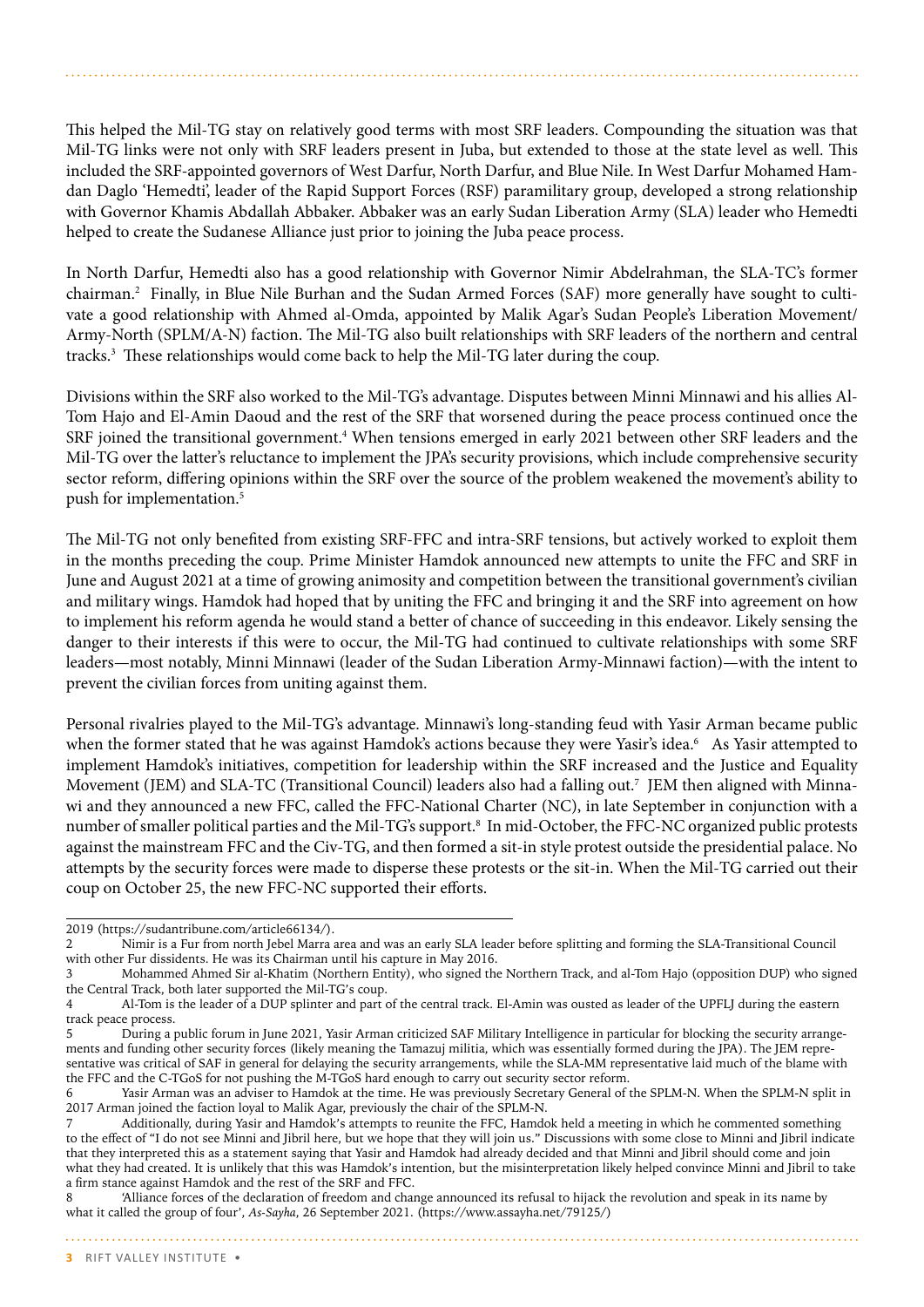This helped the Mil-TG stay on relatively good terms with most SRF leaders. Compounding the situation was that Mil-TG links were not only with SRF leaders present in Juba, but extended to those at the state level as well. This included the SRF-appointed governors of West Darfur, North Darfur, and Blue Nile. In West Darfur Mohamed Hamdan Daglo 'Hemedti', leader of the Rapid Support Forces (RSF) paramilitary group, developed a strong relationship with Governor Khamis Abdallah Abbaker. Abbaker was an early Sudan Liberation Army (SLA) leader who Hemedti helped to create the Sudanese Alliance just prior to joining the Juba peace process.

In North Darfur, Hemedti also has a good relationship with Governor Nimir Abdelrahman, the SLA-TC's former chairman.[2] Finally, in Blue Nile Burhan and the Sudan Armed Forces (SAF) more generally have sought to cultivate a good relationship with Ahmed al-Omda, appointed by Malik Agar's Sudan People's Liberation Movement/Army-North (SPLM/A-N) faction. The Mil-TG also built relationships with SRF leaders of the northern and central tracks.[3] These relationships would come back to help the Mil-TG later during the coup.

Divisions within the SRF also worked to the Mil-TG's advantage. Disputes between Minni Minnawi and his allies Al-Tom Hajo and El-Amin Daoud and the rest of the SRF that worsened during the peace process continued once the SRF joined the transitional government.[4] When tensions emerged in early 2021 between other SRF leaders and the Mil-TG over the latter's reluctance to implement the JPA's security provisions, which include comprehensive security sector reform, differing opinions within the SRF over the source of the problem weakened the movement's ability to push for implementation.[5]

The Mil-TG not only benefited from existing SRF-FFC and intra-SRF tensions, but actively worked to exploit them in the months preceding the coup. Prime Minister Hamdok announced new attempts to unite the FFC and SRF in June and August 2021 at a time of growing animosity and competition between the transitional government's civilian and military wings. Hamdok had hoped that by uniting the FFC and bringing it and the SRF into agreement on how to implement his reform agenda he would stand a better of chance of succeeding in this endeavor. Likely sensing the danger to their interests if this were to occur, the Mil-TG had continued to cultivate relationships with some SRF leaders—most notably, Minni Minnawi (leader of the Sudan Liberation Army-Minnawi faction)—with the intent to prevent the civilian forces from uniting against them.

Personal rivalries played to the Mil-TG's advantage. Minnawi's long-standing feud with Yasir Arman became public when the former stated that he was against Hamdok's actions because they were Yasir's idea.[6] As Yasir attempted to implement Hamdok's initiatives, competition for leadership within the SRF increased and the Justice and Equality Movement (JEM) and SLA-TC (Transitional Council) leaders also had a falling out.[7] JEM then aligned with Minnawi and they announced a new FFC, called the FFC-National Charter (NC), in late September in conjunction with a number of smaller political parties and the Mil-TG's support.[8] In mid-October, the FFC-NC organized public protests against the mainstream FFC and the Civ-TG, and then formed a sit-in style protest outside the presidential palace. No attempts by the security forces were made to disperse these protests or the sit-in. When the Mil-TG carried out their coup on October 25, the new FFC-NC supported their efforts.

---

2019 (https://sudantribune.com/article66134/).

2 Nimir is a Fur from north Jebel Marra area and was an early SLA leader before splitting and forming the SLA-Transitional Council with other Fur dissidents. He was its Chairman until his capture in May 2016.

3 Mohammed Ahmed Sir al-Khatim (Northern Entity), who signed the Northern Track, and al-Tom Hajo (opposition DUP) who signed the Central Track, both later supported the Mil-TG's coup.

4 Al-Tom is the leader of a DUP splinter and part of the central track. El-Amin was ousted as leader of the UPFLJ during the eastern track peace process.

5 During a public forum in June 2021, Yasir Arman criticized SAF Military Intelligence in particular for blocking the security arrangements and funding other security forces (likely meaning the Tamazuj militia, which was essentially formed during the JPA). The JEM representative was critical of SAF in general for delaying the security arrangements, while the SLA-MM representative laid much of the blame with the FFC and the C-TGoS for not pushing the M-TGoS hard enough to carry out security sector reform.

6 Yasir Arman was an adviser to Hamdok at the time. He was previously Secretary General of the SPLM-N. When the SPLM-N split in 2017 Arman joined the faction loyal to Malik Agar, previously the chair of the SPLM-N.

7 Additionally, during Yasir and Hamdok's attempts to reunite the FFC, Hamdok held a meeting in which he commented something to the effect of "I do not see Minni and Jibril here, but we hope that they will join us." Discussions with some close to Minni and Jibril indicate that they interpreted this as a statement saying that Yasir and Hamdok had already decided and that Minni and Jibril should come and join what they had created. It is unlikely that this was Hamdok's intention, but the misinterpretation likely helped convince Minni and Jibril to take a firm stance against Hamdok and the rest of the SRF and FFC.

8 'Alliance forces of the declaration of freedom and change announced its refusal to hijack the revolution and speak in its name by what it called the group of four', *As-Sayha*, 26 September 2021. (https://www.assayha.net/79125/)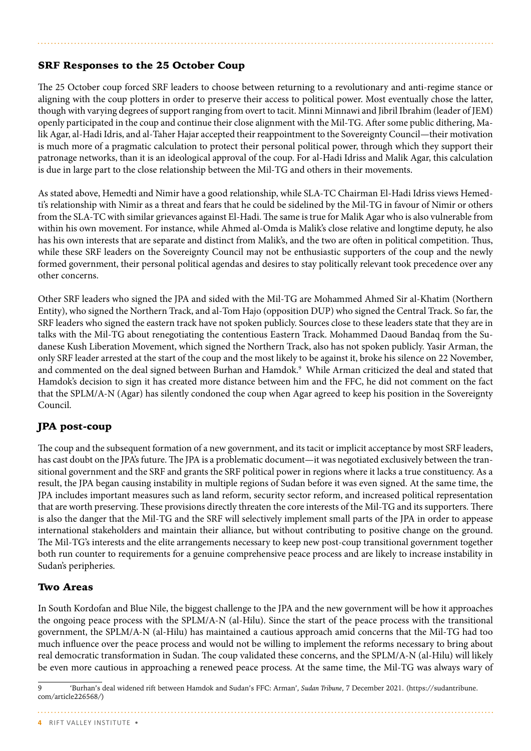## SRF Responses to the 25 October Coup

The 25 October coup forced SRF leaders to choose between returning to a revolutionary and anti-regime stance or aligning with the coup plotters in order to preserve their access to political power. Most eventually chose the latter, though with varying degrees of support ranging from overt to tacit. Minni Minnawi and Jibril Ibrahim (leader of JEM) openly participated in the coup and continue their close alignment with the Mil-TG. After some public dithering, Malik Agar, al-Hadi Idris, and al-Taher Hajar accepted their reappointment to the Sovereignty Council—their motivation is much more of a pragmatic calculation to protect their personal political power, through which they support their patronage networks, than it is an ideological approval of the coup. For al-Hadi Idriss and Malik Agar, this calculation is due in large part to the close relationship between the Mil-TG and others in their movements.

As stated above, Hemedti and Nimir have a good relationship, while SLA-TC Chairman El-Hadi Idriss views Hemedti's relationship with Nimir as a threat and fears that he could be sidelined by the Mil-TG in favour of Nimir or others from the SLA-TC with similar grievances against El-Hadi. The same is true for Malik Agar who is also vulnerable from within his own movement. For instance, while Ahmed al-Omda is Malik's close relative and longtime deputy, he also has his own interests that are separate and distinct from Malik's, and the two are often in political competition. Thus, while these SRF leaders on the Sovereignty Council may not be enthusiastic supporters of the coup and the newly formed government, their personal political agendas and desires to stay politically relevant took precedence over any other concerns.

Other SRF leaders who signed the JPA and sided with the Mil-TG are Mohammed Ahmed Sir al-Khatim (Northern Entity), who signed the Northern Track, and al-Tom Hajo (opposition DUP) who signed the Central Track. So far, the SRF leaders who signed the eastern track have not spoken publicly. Sources close to these leaders state that they are in talks with the Mil-TG about renegotiating the contentious Eastern Track. Mohammed Daoud Bandaq from the Sudanese Kush Liberation Movement, which signed the Northern Track, also has not spoken publicly. Yasir Arman, the only SRF leader arrested at the start of the coup and the most likely to be against it, broke his silence on 22 November, and commented on the deal signed between Burhan and Hamdok.[9] While Arman criticized the deal and stated that Hamdok's decision to sign it has created more distance between him and the FFC, he did not comment on the fact that the SPLM/A-N (Agar) has silently condoned the coup when Agar agreed to keep his position in the Sovereignty Council.

## JPA post-coup

The coup and the subsequent formation of a new government, and its tacit or implicit acceptance by most SRF leaders, has cast doubt on the JPA's future. The JPA is a problematic document—it was negotiated exclusively between the transitional government and the SRF and grants the SRF political power in regions where it lacks a true constituency. As a result, the JPA began causing instability in multiple regions of Sudan before it was even signed. At the same time, the JPA includes important measures such as land reform, security sector reform, and increased political representation that are worth preserving. These provisions directly threaten the core interests of the Mil-TG and its supporters. There is also the danger that the Mil-TG and the SRF will selectively implement small parts of the JPA in order to appease international stakeholders and maintain their alliance, but without contributing to positive change on the ground. The Mil-TG's interests and the elite arrangements necessary to keep new post-coup transitional government together both run counter to requirements for a genuine comprehensive peace process and are likely to increase instability in Sudan's peripheries.

## Two Areas

In South Kordofan and Blue Nile, the biggest challenge to the JPA and the new government will be how it approaches the ongoing peace process with the SPLM/A-N (al-Hilu). Since the start of the peace process with the transitional government, the SPLM/A-N (al-Hilu) has maintained a cautious approach amid concerns that the Mil-TG had too much influence over the peace process and would not be willing to implement the reforms necessary to bring about real democratic transformation in Sudan. The coup validated these concerns, and the SPLM/A-N (al-Hilu) will likely be even more cautious in approaching a renewed peace process. At the same time, the Mil-TG was always wary of

9 'Burhan's deal widened rift between Hamdok and Sudan's FFC: Arman', *Sudan Tribune*, 7 December 2021. (https://sudantribune.com/article226568/)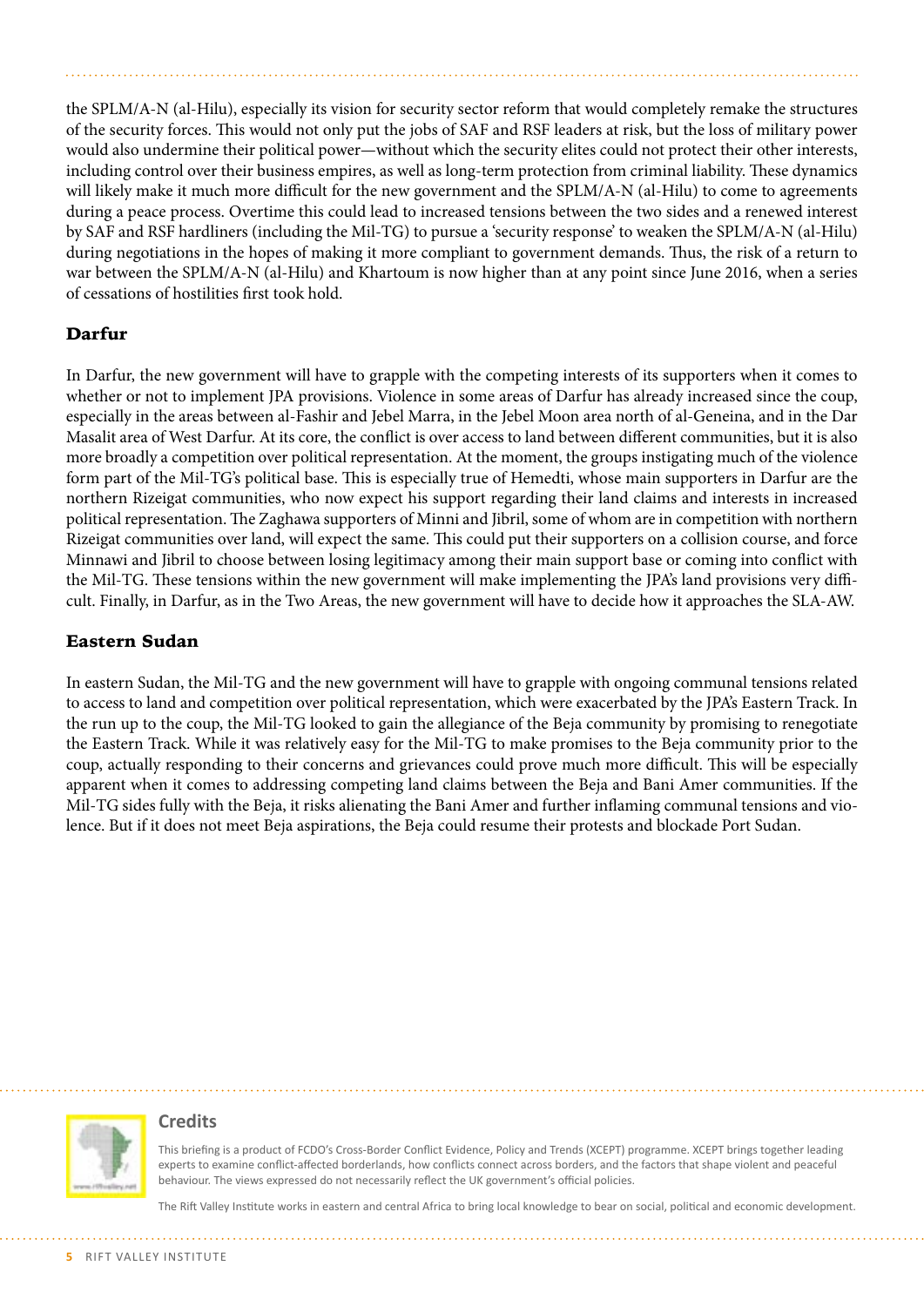the SPLM/A-N (al-Hilu), especially its vision for security sector reform that would completely remake the structures of the security forces. This would not only put the jobs of SAF and RSF leaders at risk, but the loss of military power would also undermine their political power—without which the security elites could not protect their other interests, including control over their business empires, as well as long-term protection from criminal liability. These dynamics will likely make it much more difficult for the new government and the SPLM/A-N (al-Hilu) to come to agreements during a peace process. Overtime this could lead to increased tensions between the two sides and a renewed interest by SAF and RSF hardliners (including the Mil-TG) to pursue a 'security response' to weaken the SPLM/A-N (al-Hilu) during negotiations in the hopes of making it more compliant to government demands. Thus, the risk of a return to war between the SPLM/A-N (al-Hilu) and Khartoum is now higher than at any point since June 2016, when a series of cessations of hostilities first took hold.

### Darfur

In Darfur, the new government will have to grapple with the competing interests of its supporters when it comes to whether or not to implement JPA provisions. Violence in some areas of Darfur has already increased since the coup, especially in the areas between al-Fashir and Jebel Marra, in the Jebel Moon area north of al-Geneina, and in the Dar Masalit area of West Darfur. At its core, the conflict is over access to land between different communities, but it is also more broadly a competition over political representation. At the moment, the groups instigating much of the violence form part of the Mil-TG's political base. This is especially true of Hemedti, whose main supporters in Darfur are the northern Rizeigat communities, who now expect his support regarding their land claims and interests in increased political representation. The Zaghawa supporters of Minni and Jibril, some of whom are in competition with northern Rizeigat communities over land, will expect the same. This could put their supporters on a collision course, and force Minnawi and Jibril to choose between losing legitimacy among their main support base or coming into conflict with the Mil-TG. These tensions within the new government will make implementing the JPA's land provisions very difficult. Finally, in Darfur, as in the Two Areas, the new government will have to decide how it approaches the SLA-AW.

### Eastern Sudan

In eastern Sudan, the Mil-TG and the new government will have to grapple with ongoing communal tensions related to access to land and competition over political representation, which were exacerbated by the JPA's Eastern Track. In the run up to the coup, the Mil-TG looked to gain the allegiance of the Beja community by promising to renegotiate the Eastern Track. While it was relatively easy for the Mil-TG to make promises to the Beja community prior to the coup, actually responding to their concerns and grievances could prove much more difficult. This will be especially apparent when it comes to addressing competing land claims between the Beja and Bani Amer communities. If the Mil-TG sides fully with the Beja, it risks alienating the Bani Amer and further inflaming communal tensions and violence. But if it does not meet Beja aspirations, the Beja could resume their protests and blockade Port Sudan.

### Credits

This briefing is a product of FCDO's Cross-Border Conflict Evidence, Policy and Trends (XCEPT) programme. XCEPT brings together leading experts to examine conflict-affected borderlands, how conflicts connect across borders, and the factors that shape violent and peaceful behaviour. The views expressed do not necessarily reflect the UK government's official policies.

The Rift Valley Institute works in eastern and central Africa to bring local knowledge to bear on social, political and economic development.